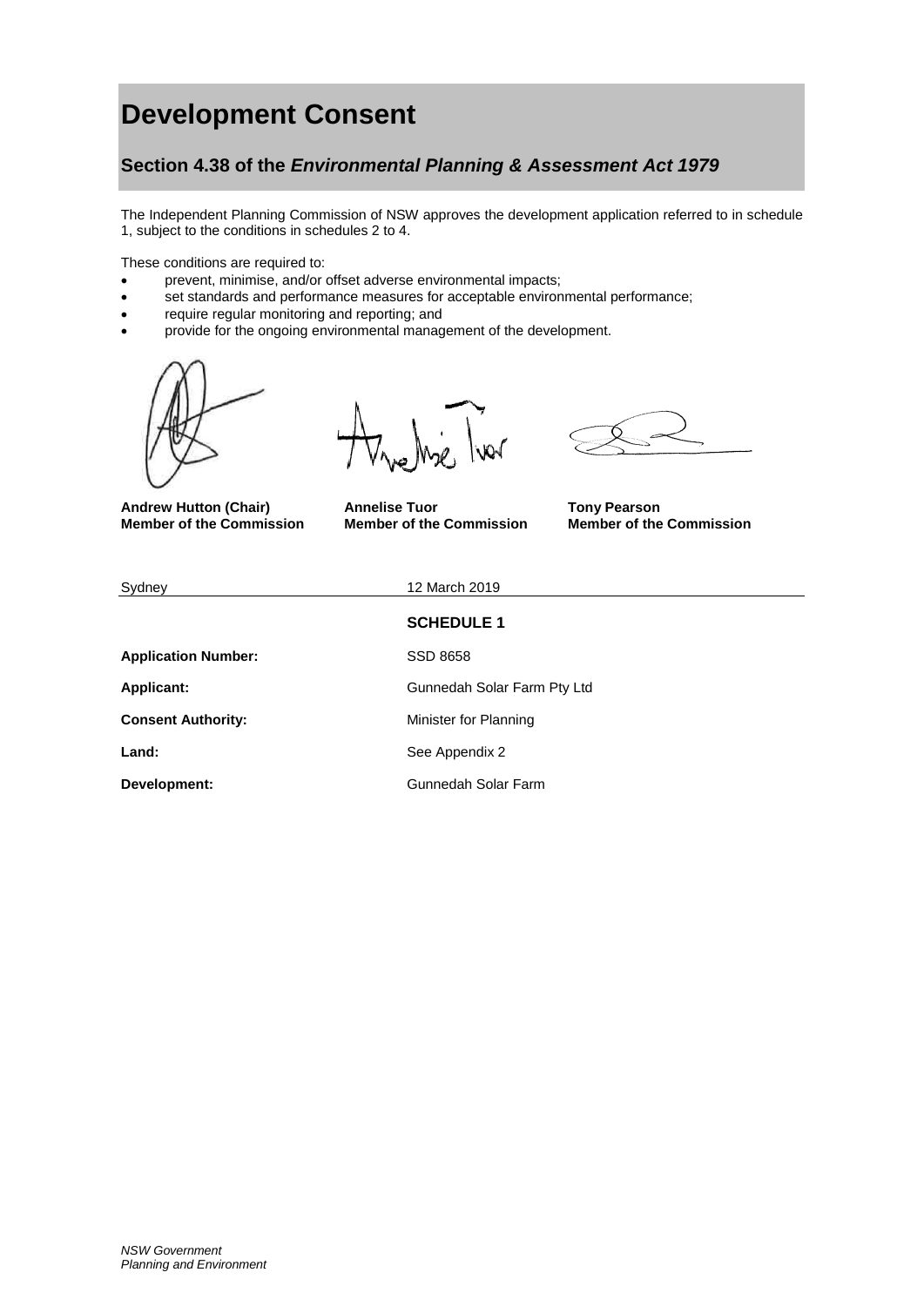# Development Consent

## Section 4.38 of the *Environmental Planning & Assessment Act 1979*

The Independent Planning Commission of NSW approves the development application referred to in schedule 1, subject to the conditions in schedules 2 to 4.

These conditions are required to:

- prevent, minimise, and/or offset adverse environmental impacts;
- set standards and performance measures for acceptable environmental performance;
- require regular monitoring and reporting; and
- provide for the ongoing environmental management of the development.

| **Andrew Hutton (Chair)** | **Annelise Tuor** | **Tony Pearson** |
|---|---|---|
| **Member of the Commission** | **Member of the Commission** | **Member of the Commission** |

Sydney | 12 March 2019

### SCHEDULE 1

| | |
|---|---|
| **Application Number:** | SSD 8658 |
| **Applicant:** | Gunnedah Solar Farm Pty Ltd |
| **Consent Authority:** | Minister for Planning |
| **Land:** | See Appendix 2 |
| **Development:** | Gunnedah Solar Farm |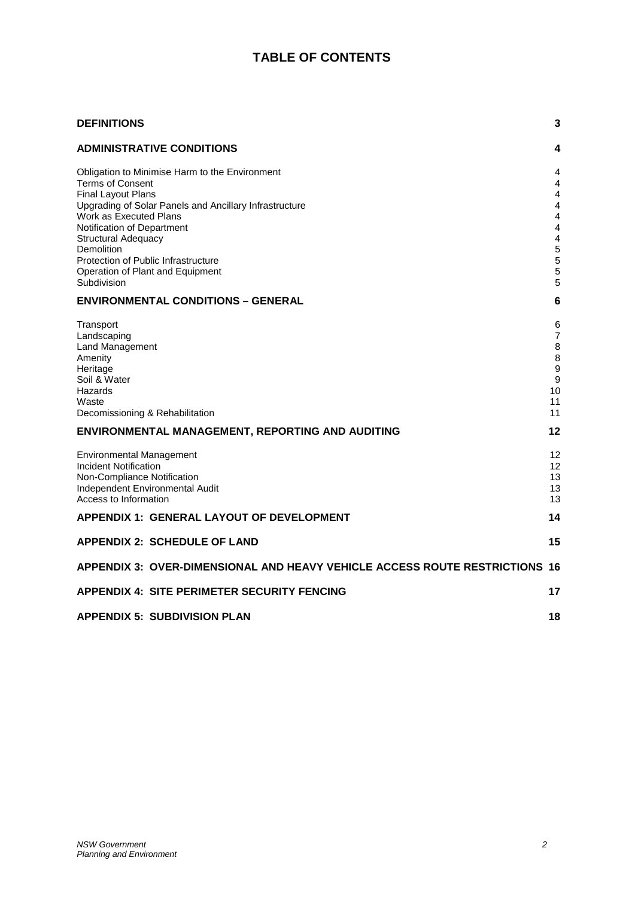# TABLE OF CONTENTS

| | |
|---|---|
| **DEFINITIONS** | **3** |
| **ADMINISTRATIVE CONDITIONS** | **4** |
| Obligation to Minimise Harm to the Environment | 4 |
| Terms of Consent | 4 |
| Final Layout Plans | 4 |
| Upgrading of Solar Panels and Ancillary Infrastructure | 4 |
| Work as Executed Plans | 4 |
| Notification of Department | 4 |
| Structural Adequacy | 4 |
| Demolition | 5 |
| Protection of Public Infrastructure | 5 |
| Operation of Plant and Equipment | 5 |
| Subdivision | 5 |
| **ENVIRONMENTAL CONDITIONS – GENERAL** | **6** |
| Transport | 6 |
| Landscaping | 7 |
| Land Management | 8 |
| Amenity | 8 |
| Heritage | 9 |
| Soil & Water | 9 |
| Hazards | 10 |
| Waste | 11 |
| Decomissioning & Rehabilitation | 11 |
| **ENVIRONMENTAL MANAGEMENT, REPORTING AND AUDITING** | **12** |
| Environmental Management | 12 |
| Incident Notification | 12 |
| Non-Compliance Notification | 13 |
| Independent Environmental Audit | 13 |
| Access to Information | 13 |
| **APPENDIX 1: GENERAL LAYOUT OF DEVELOPMENT** | **14** |
| **APPENDIX 2: SCHEDULE OF LAND** | **15** |
| **APPENDIX 3: OVER-DIMENSIONAL AND HEAVY VEHICLE ACCESS ROUTE RESTRICTIONS** | **16** |
| **APPENDIX 4: SITE PERIMETER SECURITY FENCING** | **17** |
| **APPENDIX 5: SUBDIVISION PLAN** | **18** |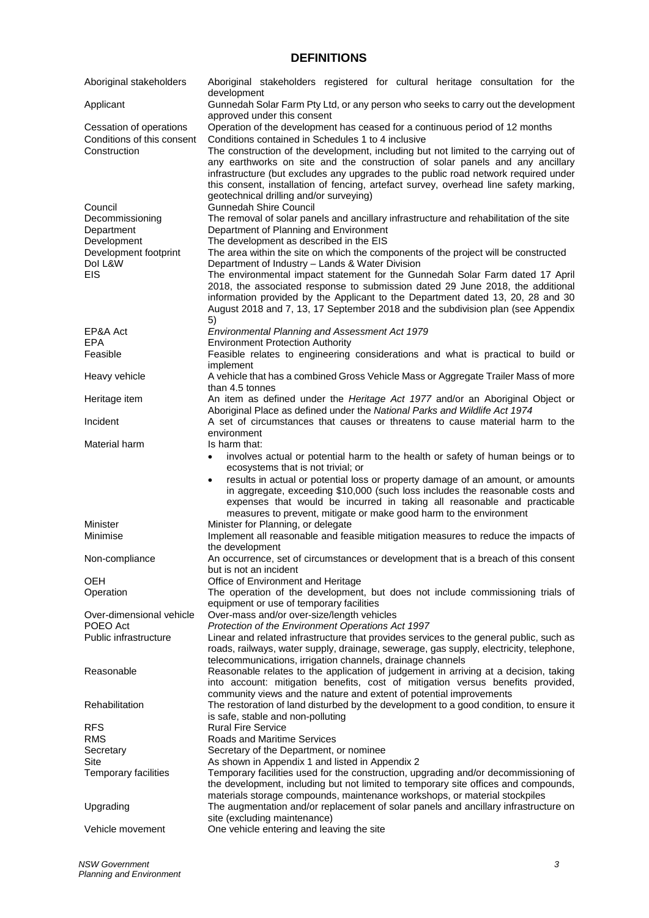# DEFINITIONS

| | |
|---|---|
| Aboriginal stakeholders | Aboriginal stakeholders registered for cultural heritage consultation for the development |
| Applicant | Gunnedah Solar Farm Pty Ltd, or any person who seeks to carry out the development approved under this consent |
| Cessation of operations | Operation of the development has ceased for a continuous period of 12 months |
| Conditions of this consent | Conditions contained in Schedules 1 to 4 inclusive |
| Construction | The construction of the development, including but not limited to the carrying out of any earthworks on site and the construction of solar panels and any ancillary infrastructure (but excludes any upgrades to the public road network required under this consent, installation of fencing, artefact survey, overhead line safety marking, geotechnical drilling and/or surveying) |
| Council | Gunnedah Shire Council |
| Decommissioning | The removal of solar panels and ancillary infrastructure and rehabilitation of the site |
| Department | Department of Planning and Environment |
| Development | The development as described in the EIS |
| Development footprint | The area within the site on which the components of the project will be constructed |
| DoI L&W | Department of Industry – Lands & Water Division |
| EIS | The environmental impact statement for the Gunnedah Solar Farm dated 17 April 2018, the associated response to submission dated 29 June 2018, the additional information provided by the Applicant to the Department dated 13, 20, 28 and 30 August 2018 and 7, 13, 17 September 2018 and the subdivision plan (see Appendix 5) |
| EP&A Act | *Environmental Planning and Assessment Act 1979* |
| EPA | Environment Protection Authority |
| Feasible | Feasible relates to engineering considerations and what is practical to build or implement |
| Heavy vehicle | A vehicle that has a combined Gross Vehicle Mass or Aggregate Trailer Mass of more than 4.5 tonnes |
| Heritage item | An item as defined under the *Heritage Act 1977* and/or an Aboriginal Object or Aboriginal Place as defined under the *National Parks and Wildlife Act 1974* |
| Incident | A set of circumstances that causes or threatens to cause material harm to the environment |
| Material harm | Is harm that: <br>• involves actual or potential harm to the health or safety of human beings or to ecosystems that is not trivial; or <br>• results in actual or potential loss or property damage of an amount, or amounts in aggregate, exceeding $10,000 (such loss includes the reasonable costs and expenses that would be incurred in taking all reasonable and practicable measures to prevent, mitigate or make good harm to the environment |
| Minister | Minister for Planning, or delegate |
| Minimise | Implement all reasonable and feasible mitigation measures to reduce the impacts of the development |
| Non-compliance | An occurrence, set of circumstances or development that is a breach of this consent but is not an incident |
| OEH | Office of Environment and Heritage |
| Operation | The operation of the development, but does not include commissioning trials of equipment or use of temporary facilities |
| Over-dimensional vehicle | Over-mass and/or over-size/length vehicles |
| POEO Act | *Protection of the Environment Operations Act 1997* |
| Public infrastructure | Linear and related infrastructure that provides services to the general public, such as roads, railways, water supply, drainage, sewerage, gas supply, electricity, telephone, telecommunications, irrigation channels, drainage channels |
| Reasonable | Reasonable relates to the application of judgement in arriving at a decision, taking into account: mitigation benefits, cost of mitigation versus benefits provided, community views and the nature and extent of potential improvements |
| Rehabilitation | The restoration of land disturbed by the development to a good condition, to ensure it is safe, stable and non-polluting |
| RFS | Rural Fire Service |
| RMS | Roads and Maritime Services |
| Secretary | Secretary of the Department, or nominee |
| Site | As shown in Appendix 1 and listed in Appendix 2 |
| Temporary facilities | Temporary facilities used for the construction, upgrading and/or decommissioning of the development, including but not limited to temporary site offices and compounds, materials storage compounds, maintenance workshops, or material stockpiles |
| Upgrading | The augmentation and/or replacement of solar panels and ancillary infrastructure on site (excluding maintenance) |
| Vehicle movement | One vehicle entering and leaving the site |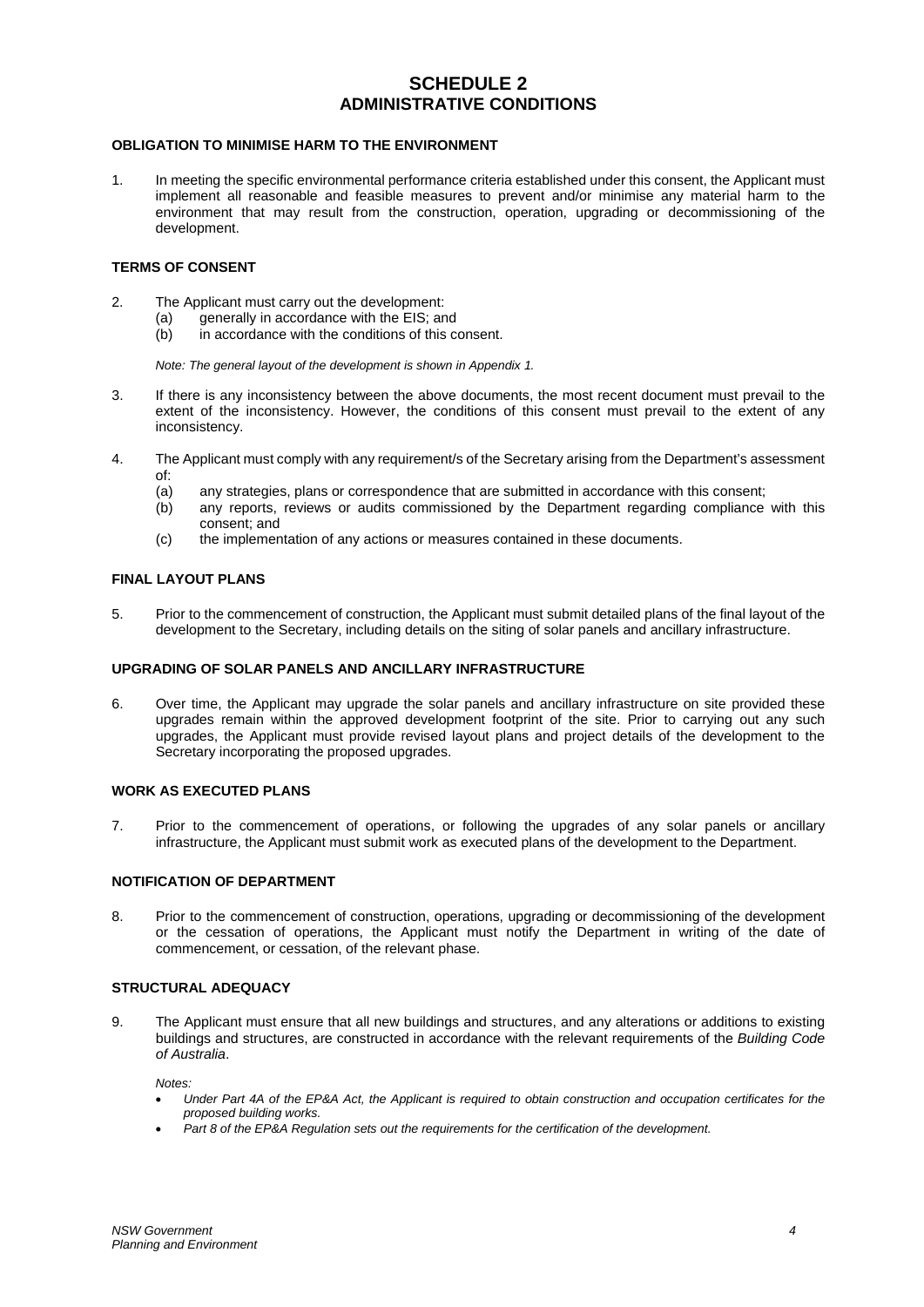# SCHEDULE 2
# ADMINISTRATIVE CONDITIONS

## OBLIGATION TO MINIMISE HARM TO THE ENVIRONMENT

1. In meeting the specific environmental performance criteria established under this consent, the Applicant must implement all reasonable and feasible measures to prevent and/or minimise any material harm to the environment that may result from the construction, operation, upgrading or decommissioning of the development.

## TERMS OF CONSENT

2. The Applicant must carry out the development:
   (a) generally in accordance with the EIS; and
   (b) in accordance with the conditions of this consent.

   *Note: The general layout of the development is shown in Appendix 1.*

3. If there is any inconsistency between the above documents, the most recent document must prevail to the extent of the inconsistency. However, the conditions of this consent must prevail to the extent of any inconsistency.

4. The Applicant must comply with any requirement/s of the Secretary arising from the Department's assessment of:
   (a) any strategies, plans or correspondence that are submitted in accordance with this consent;
   (b) any reports, reviews or audits commissioned by the Department regarding compliance with this consent; and
   (c) the implementation of any actions or measures contained in these documents.

## FINAL LAYOUT PLANS

5. Prior to the commencement of construction, the Applicant must submit detailed plans of the final layout of the development to the Secretary, including details on the siting of solar panels and ancillary infrastructure.

## UPGRADING OF SOLAR PANELS AND ANCILLARY INFRASTRUCTURE

6. Over time, the Applicant may upgrade the solar panels and ancillary infrastructure on site provided these upgrades remain within the approved development footprint of the site. Prior to carrying out any such upgrades, the Applicant must provide revised layout plans and project details of the development to the Secretary incorporating the proposed upgrades.

## WORK AS EXECUTED PLANS

7. Prior to the commencement of operations, or following the upgrades of any solar panels or ancillary infrastructure, the Applicant must submit work as executed plans of the development to the Department.

## NOTIFICATION OF DEPARTMENT

8. Prior to the commencement of construction, operations, upgrading or decommissioning of the development or the cessation of operations, the Applicant must notify the Department in writing of the date of commencement, or cessation, of the relevant phase.

## STRUCTURAL ADEQUACY

9. The Applicant must ensure that all new buildings and structures, and any alterations or additions to existing buildings and structures, are constructed in accordance with the relevant requirements of the *Building Code of Australia*.

   *Notes:*
   - *Under Part 4A of the EP&A Act, the Applicant is required to obtain construction and occupation certificates for the proposed building works.*
   - *Part 8 of the EP&A Regulation sets out the requirements for the certification of the development.*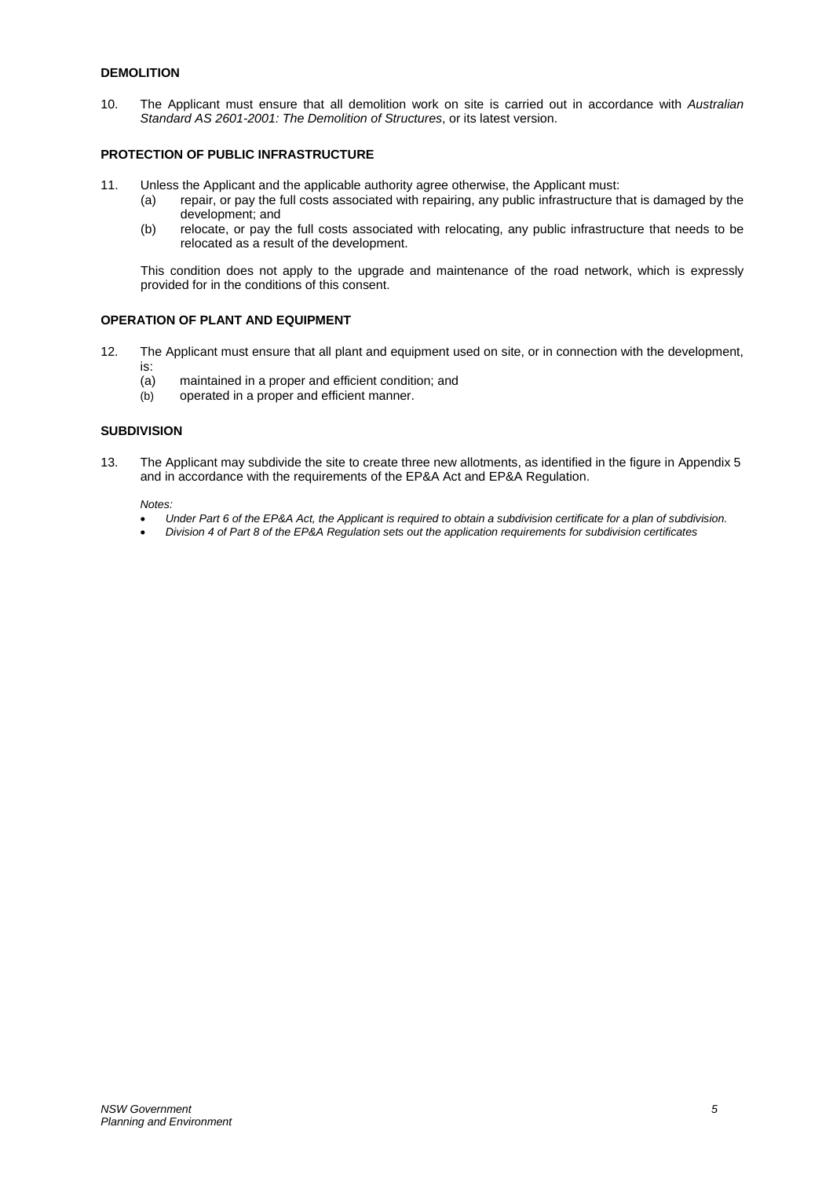### DEMOLITION

10. The Applicant must ensure that all demolition work on site is carried out in accordance with *Australian Standard AS 2601-2001: The Demolition of Structures*, or its latest version.

### PROTECTION OF PUBLIC INFRASTRUCTURE

11. Unless the Applicant and the applicable authority agree otherwise, the Applicant must:
    (a) repair, or pay the full costs associated with repairing, any public infrastructure that is damaged by the development; and
    (b) relocate, or pay the full costs associated with relocating, any public infrastructure that needs to be relocated as a result of the development.

    This condition does not apply to the upgrade and maintenance of the road network, which is expressly provided for in the conditions of this consent.

### OPERATION OF PLANT AND EQUIPMENT

12. The Applicant must ensure that all plant and equipment used on site, or in connection with the development, is:
    (a) maintained in a proper and efficient condition; and
    (b) operated in a proper and efficient manner.

### SUBDIVISION

13. The Applicant may subdivide the site to create three new allotments, as identified in the figure in Appendix 5 and in accordance with the requirements of the EP&A Act and EP&A Regulation.

    *Notes:*
    - *Under Part 6 of the EP&A Act, the Applicant is required to obtain a subdivision certificate for a plan of subdivision.*
    - *Division 4 of Part 8 of the EP&A Regulation sets out the application requirements for subdivision certificates*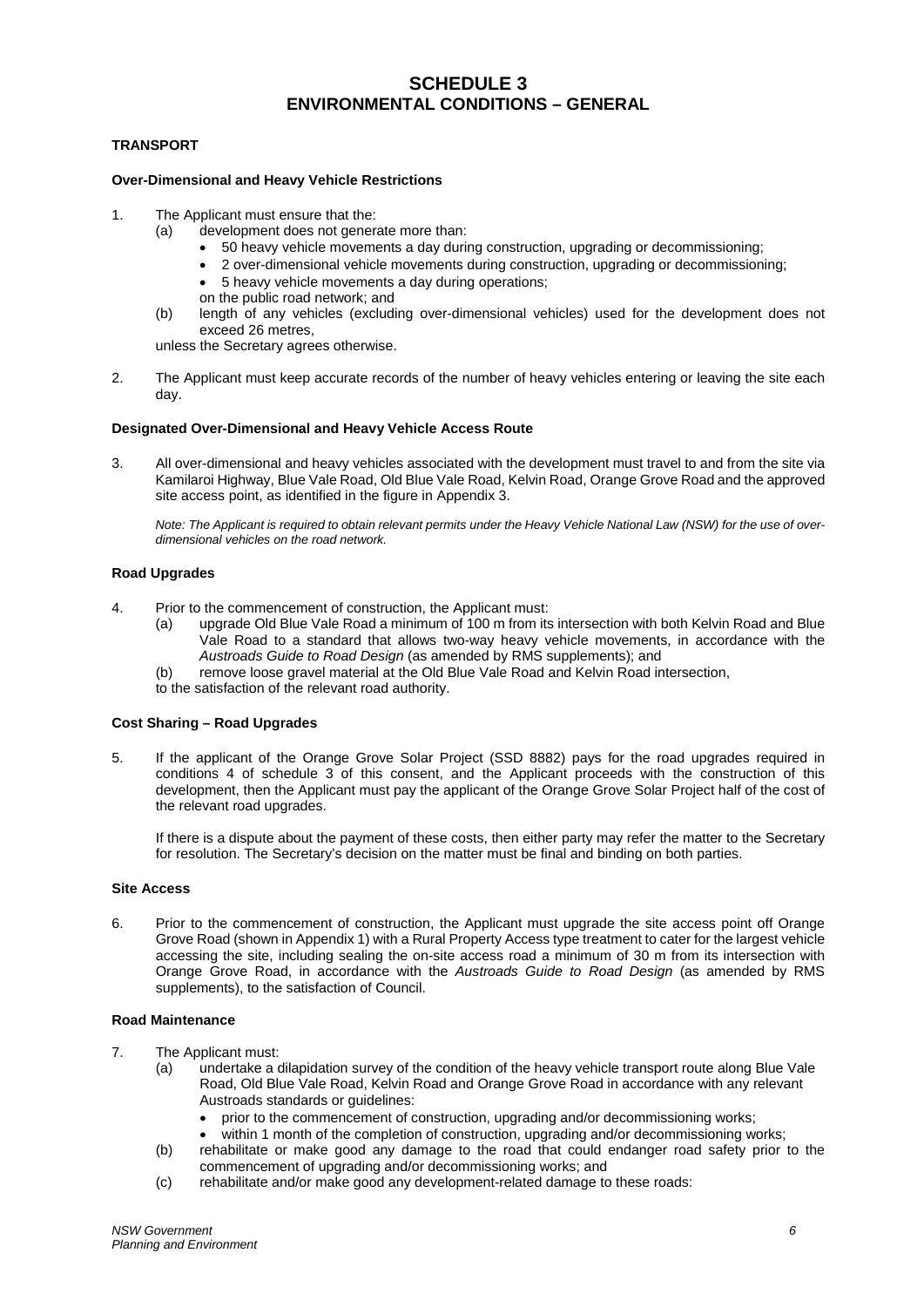# SCHEDULE 3
# ENVIRONMENTAL CONDITIONS – GENERAL

## TRANSPORT

### Over-Dimensional and Heavy Vehicle Restrictions

1. The Applicant must ensure that the:
   (a) development does not generate more than:
   - 50 heavy vehicle movements a day during construction, upgrading or decommissioning;
   - 2 over-dimensional vehicle movements during construction, upgrading or decommissioning;
   - 5 heavy vehicle movements a day during operations;

   on the public road network; and

   (b) length of any vehicles (excluding over-dimensional vehicles) used for the development does not exceed 26 metres,

   unless the Secretary agrees otherwise.

2. The Applicant must keep accurate records of the number of heavy vehicles entering or leaving the site each day.

### Designated Over-Dimensional and Heavy Vehicle Access Route

3. All over-dimensional and heavy vehicles associated with the development must travel to and from the site via Kamilaroi Highway, Blue Vale Road, Old Blue Vale Road, Kelvin Road, Orange Grove Road and the approved site access point, as identified in the figure in Appendix 3.

   *Note: The Applicant is required to obtain relevant permits under the Heavy Vehicle National Law (NSW) for the use of over-dimensional vehicles on the road network.*

### Road Upgrades

4. Prior to the commencement of construction, the Applicant must:
   (a) upgrade Old Blue Vale Road a minimum of 100 m from its intersection with both Kelvin Road and Blue Vale Road to a standard that allows two-way heavy vehicle movements, in accordance with the *Austroads Guide to Road Design* (as amended by RMS supplements); and
   (b) remove loose gravel material at the Old Blue Vale Road and Kelvin Road intersection,

   to the satisfaction of the relevant road authority.

### Cost Sharing – Road Upgrades

5. If the applicant of the Orange Grove Solar Project (SSD 8882) pays for the road upgrades required in conditions 4 of schedule 3 of this consent, and the Applicant proceeds with the construction of this development, then the Applicant must pay the applicant of the Orange Grove Solar Project half of the cost of the relevant road upgrades.

   If there is a dispute about the payment of these costs, then either party may refer the matter to the Secretary for resolution. The Secretary's decision on the matter must be final and binding on both parties.

### Site Access

6. Prior to the commencement of construction, the Applicant must upgrade the site access point off Orange Grove Road (shown in Appendix 1) with a Rural Property Access type treatment to cater for the largest vehicle accessing the site, including sealing the on-site access road a minimum of 30 m from its intersection with Orange Grove Road, in accordance with the *Austroads Guide to Road Design* (as amended by RMS supplements), to the satisfaction of Council.

### Road Maintenance

7. The Applicant must:
   (a) undertake a dilapidation survey of the condition of the heavy vehicle transport route along Blue Vale Road, Old Blue Vale Road, Kelvin Road and Orange Grove Road in accordance with any relevant Austroads standards or guidelines:
   - prior to the commencement of construction, upgrading and/or decommissioning works;
   - within 1 month of the completion of construction, upgrading and/or decommissioning works;

   (b) rehabilitate or make good any damage to the road that could endanger road safety prior to the commencement of upgrading and/or decommissioning works; and
   (c) rehabilitate and/or make good any development-related damage to these roads: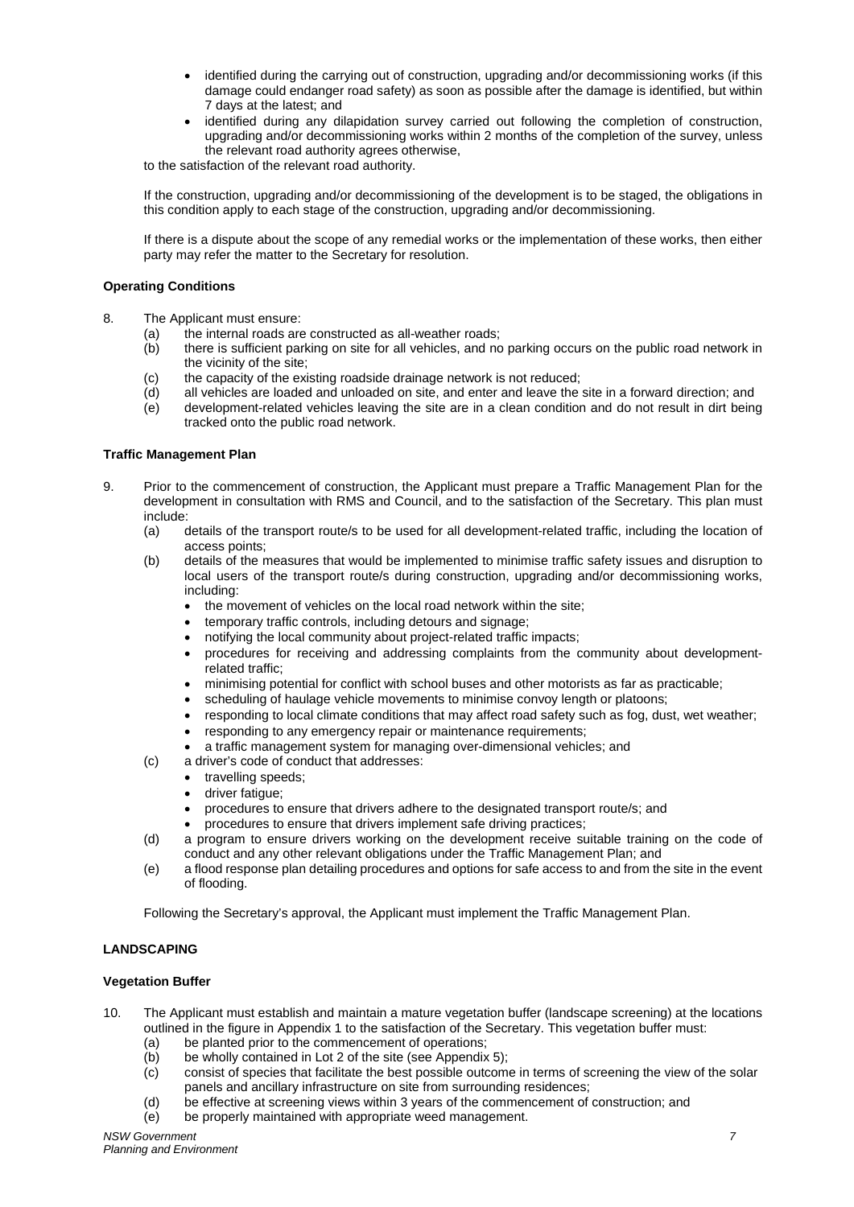- identified during the carrying out of construction, upgrading and/or decommissioning works (if this damage could endanger road safety) as soon as possible after the damage is identified, but within 7 days at the latest; and
- identified during any dilapidation survey carried out following the completion of construction, upgrading and/or decommissioning works within 2 months of the completion of the survey, unless the relevant road authority agrees otherwise,

to the satisfaction of the relevant road authority.

If the construction, upgrading and/or decommissioning of the development is to be staged, the obligations in this condition apply to each stage of the construction, upgrading and/or decommissioning.

If there is a dispute about the scope of any remedial works or the implementation of these works, then either party may refer the matter to the Secretary for resolution.

**Operating Conditions**

8. The Applicant must ensure:
   (a) the internal roads are constructed as all-weather roads;
   (b) there is sufficient parking on site for all vehicles, and no parking occurs on the public road network in the vicinity of the site;
   (c) the capacity of the existing roadside drainage network is not reduced;
   (d) all vehicles are loaded and unloaded on site, and enter and leave the site in a forward direction; and
   (e) development-related vehicles leaving the site are in a clean condition and do not result in dirt being tracked onto the public road network.

**Traffic Management Plan**

9. Prior to the commencement of construction, the Applicant must prepare a Traffic Management Plan for the development in consultation with RMS and Council, and to the satisfaction of the Secretary. This plan must include:
   (a) details of the transport route/s to be used for all development-related traffic, including the location of access points;
   (b) details of the measures that would be implemented to minimise traffic safety issues and disruption to local users of the transport route/s during construction, upgrading and/or decommissioning works, including:
      - the movement of vehicles on the local road network within the site;
      - temporary traffic controls, including detours and signage;
      - notifying the local community about project-related traffic impacts;
      - procedures for receiving and addressing complaints from the community about development-related traffic;
      - minimising potential for conflict with school buses and other motorists as far as practicable;
      - scheduling of haulage vehicle movements to minimise convoy length or platoons;
      - responding to local climate conditions that may affect road safety such as fog, dust, wet weather;
      - responding to any emergency repair or maintenance requirements;
      - a traffic management system for managing over-dimensional vehicles; and
   (c) a driver's code of conduct that addresses:
      - travelling speeds;
      - driver fatigue;
      - procedures to ensure that drivers adhere to the designated transport route/s; and
      - procedures to ensure that drivers implement safe driving practices;
   (d) a program to ensure drivers working on the development receive suitable training on the code of conduct and any other relevant obligations under the Traffic Management Plan; and
   (e) a flood response plan detailing procedures and options for safe access to and from the site in the event of flooding.

   Following the Secretary's approval, the Applicant must implement the Traffic Management Plan.

**LANDSCAPING**

**Vegetation Buffer**

10. The Applicant must establish and maintain a mature vegetation buffer (landscape screening) at the locations outlined in the figure in Appendix 1 to the satisfaction of the Secretary. This vegetation buffer must:
    (a) be planted prior to the commencement of operations;
    (b) be wholly contained in Lot 2 of the site (see Appendix 5);
    (c) consist of species that facilitate the best possible outcome in terms of screening the view of the solar panels and ancillary infrastructure on site from surrounding residences;
    (d) be effective at screening views within 3 years of the commencement of construction; and
    (e) be properly maintained with appropriate weed management.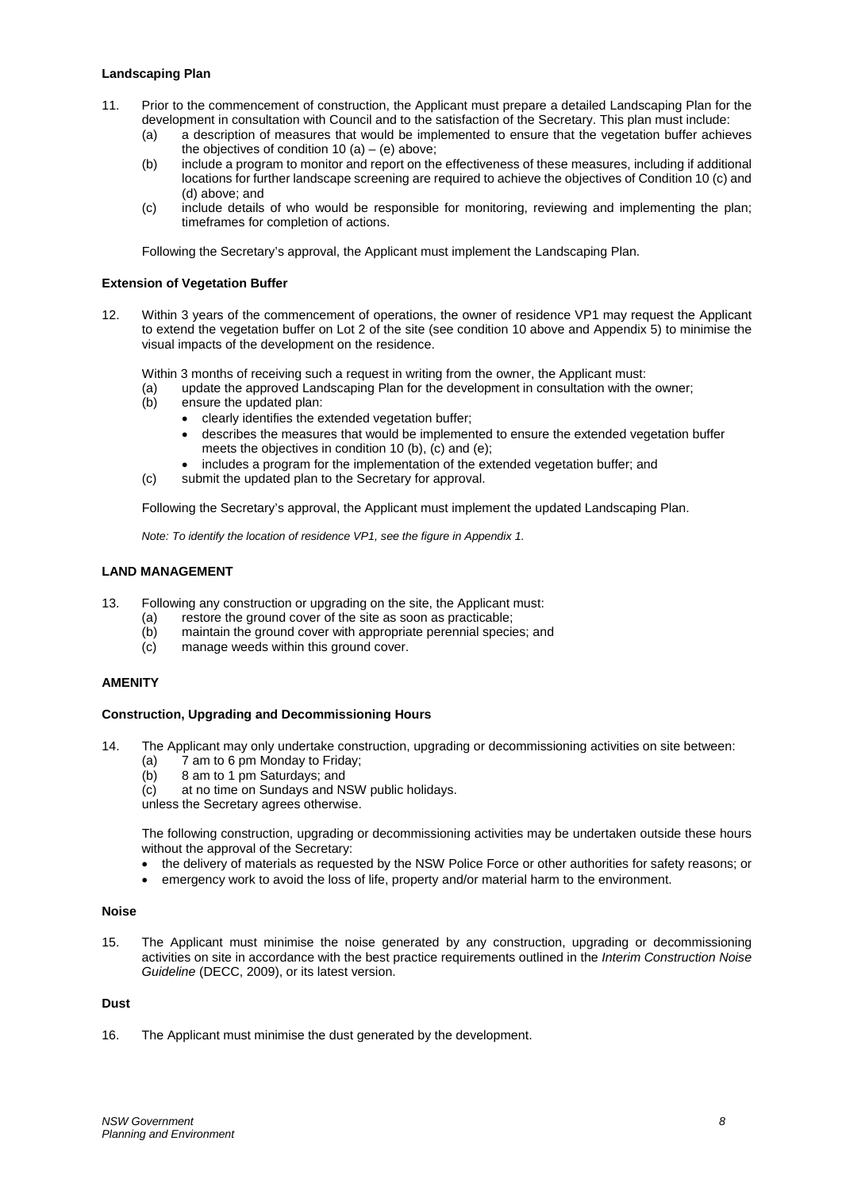**Landscaping Plan**

11. Prior to the commencement of construction, the Applicant must prepare a detailed Landscaping Plan for the development in consultation with Council and to the satisfaction of the Secretary. This plan must include:
    (a) a description of measures that would be implemented to ensure that the vegetation buffer achieves the objectives of condition 10 (a) – (e) above;
    (b) include a program to monitor and report on the effectiveness of these measures, including if additional locations for further landscape screening are required to achieve the objectives of Condition 10 (c) and (d) above; and
    (c) include details of who would be responsible for monitoring, reviewing and implementing the plan; timeframes for completion of actions.

    Following the Secretary's approval, the Applicant must implement the Landscaping Plan.

**Extension of Vegetation Buffer**

12. Within 3 years of the commencement of operations, the owner of residence VP1 may request the Applicant to extend the vegetation buffer on Lot 2 of the site (see condition 10 above and Appendix 5) to minimise the visual impacts of the development on the residence.

    Within 3 months of receiving such a request in writing from the owner, the Applicant must:
    (a) update the approved Landscaping Plan for the development in consultation with the owner;
    (b) ensure the updated plan:
        - clearly identifies the extended vegetation buffer;
        - describes the measures that would be implemented to ensure the extended vegetation buffer meets the objectives in condition 10 (b), (c) and (e);
        - includes a program for the implementation of the extended vegetation buffer; and
    (c) submit the updated plan to the Secretary for approval.

    Following the Secretary's approval, the Applicant must implement the updated Landscaping Plan.

    *Note: To identify the location of residence VP1, see the figure in Appendix 1.*

**LAND MANAGEMENT**

13. Following any construction or upgrading on the site, the Applicant must:
    (a) restore the ground cover of the site as soon as practicable;
    (b) maintain the ground cover with appropriate perennial species; and
    (c) manage weeds within this ground cover.

**AMENITY**

**Construction, Upgrading and Decommissioning Hours**

14. The Applicant may only undertake construction, upgrading or decommissioning activities on site between:
    (a) 7 am to 6 pm Monday to Friday;
    (b) 8 am to 1 pm Saturdays; and
    (c) at no time on Sundays and NSW public holidays.

    unless the Secretary agrees otherwise.

    The following construction, upgrading or decommissioning activities may be undertaken outside these hours without the approval of the Secretary:
    - the delivery of materials as requested by the NSW Police Force or other authorities for safety reasons; or
    - emergency work to avoid the loss of life, property and/or material harm to the environment.

**Noise**

15. The Applicant must minimise the noise generated by any construction, upgrading or decommissioning activities on site in accordance with the best practice requirements outlined in the *Interim Construction Noise Guideline* (DECC, 2009), or its latest version.

**Dust**

16. The Applicant must minimise the dust generated by the development.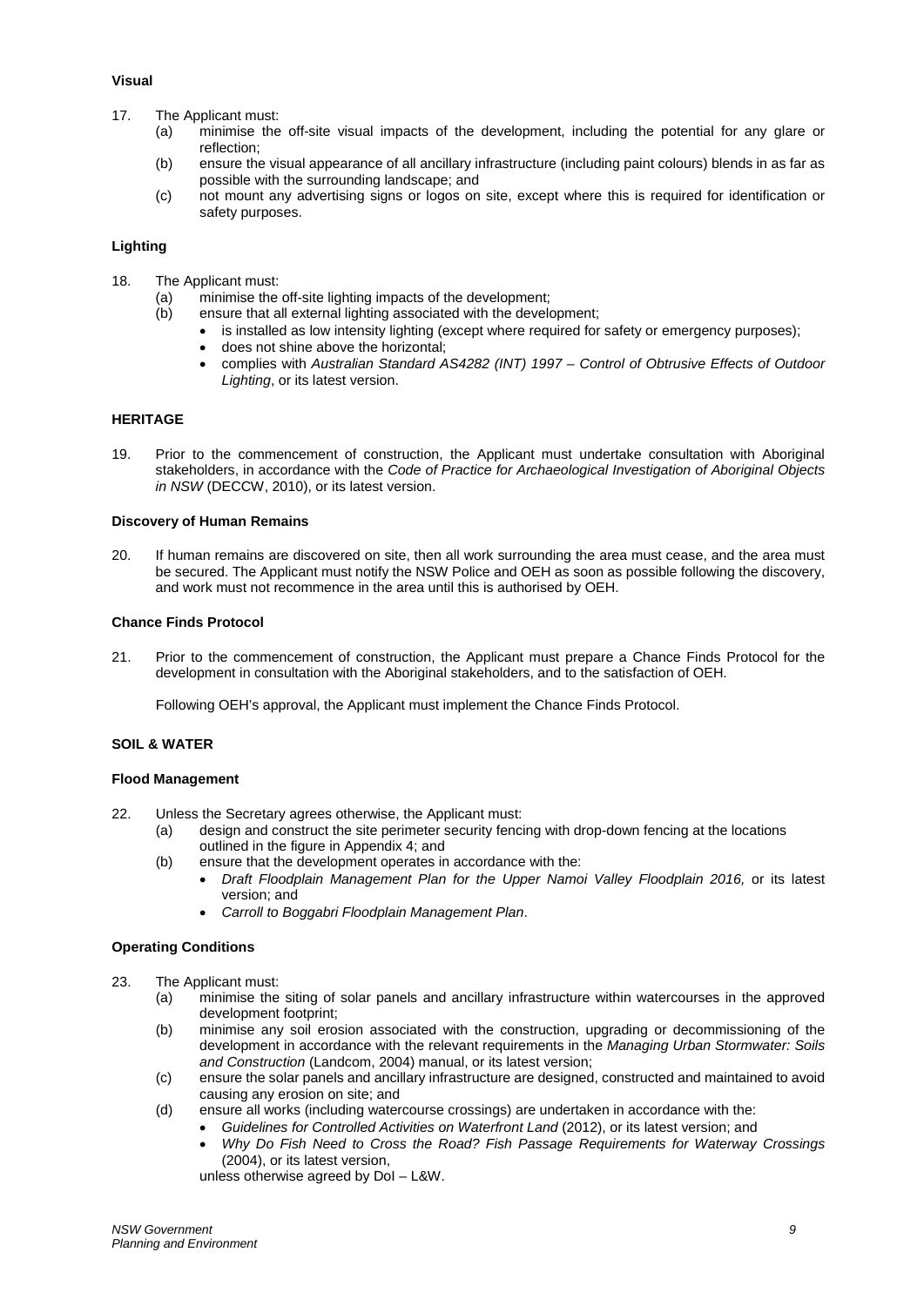**Visual**

17. The Applicant must:
    (a) minimise the off-site visual impacts of the development, including the potential for any glare or reflection;
    (b) ensure the visual appearance of all ancillary infrastructure (including paint colours) blends in as far as possible with the surrounding landscape; and
    (c) not mount any advertising signs or logos on site, except where this is required for identification or safety purposes.

**Lighting**

18. The Applicant must:
    (a) minimise the off-site lighting impacts of the development;
    (b) ensure that all external lighting associated with the development;
        - is installed as low intensity lighting (except where required for safety or emergency purposes);
        - does not shine above the horizontal;
        - complies with *Australian Standard AS4282 (INT) 1997 – Control of Obtrusive Effects of Outdoor Lighting*, or its latest version.

**HERITAGE**

19. Prior to the commencement of construction, the Applicant must undertake consultation with Aboriginal stakeholders, in accordance with the *Code of Practice for Archaeological Investigation of Aboriginal Objects in NSW* (DECCW, 2010), or its latest version.

**Discovery of Human Remains**

20. If human remains are discovered on site, then all work surrounding the area must cease, and the area must be secured. The Applicant must notify the NSW Police and OEH as soon as possible following the discovery, and work must not recommence in the area until this is authorised by OEH.

**Chance Finds Protocol**

21. Prior to the commencement of construction, the Applicant must prepare a Chance Finds Protocol for the development in consultation with the Aboriginal stakeholders, and to the satisfaction of OEH.

    Following OEH's approval, the Applicant must implement the Chance Finds Protocol.

**SOIL & WATER**

**Flood Management**

22. Unless the Secretary agrees otherwise, the Applicant must:
    (a) design and construct the site perimeter security fencing with drop-down fencing at the locations outlined in the figure in Appendix 4; and
    (b) ensure that the development operates in accordance with the:
        - *Draft Floodplain Management Plan for the Upper Namoi Valley Floodplain 2016,* or its latest version; and
        - *Carroll to Boggabri Floodplain Management Plan*.

**Operating Conditions**

23. The Applicant must:
    (a) minimise the siting of solar panels and ancillary infrastructure within watercourses in the approved development footprint;
    (b) minimise any soil erosion associated with the construction, upgrading or decommissioning of the development in accordance with the relevant requirements in the *Managing Urban Stormwater: Soils and Construction* (Landcom, 2004) manual, or its latest version;
    (c) ensure the solar panels and ancillary infrastructure are designed, constructed and maintained to avoid causing any erosion on site; and
    (d) ensure all works (including watercourse crossings) are undertaken in accordance with the:
        - *Guidelines for Controlled Activities on Waterfront Land* (2012), or its latest version; and
        - *Why Do Fish Need to Cross the Road? Fish Passage Requirements for Waterway Crossings* (2004), or its latest version,

        unless otherwise agreed by DoI – L&W.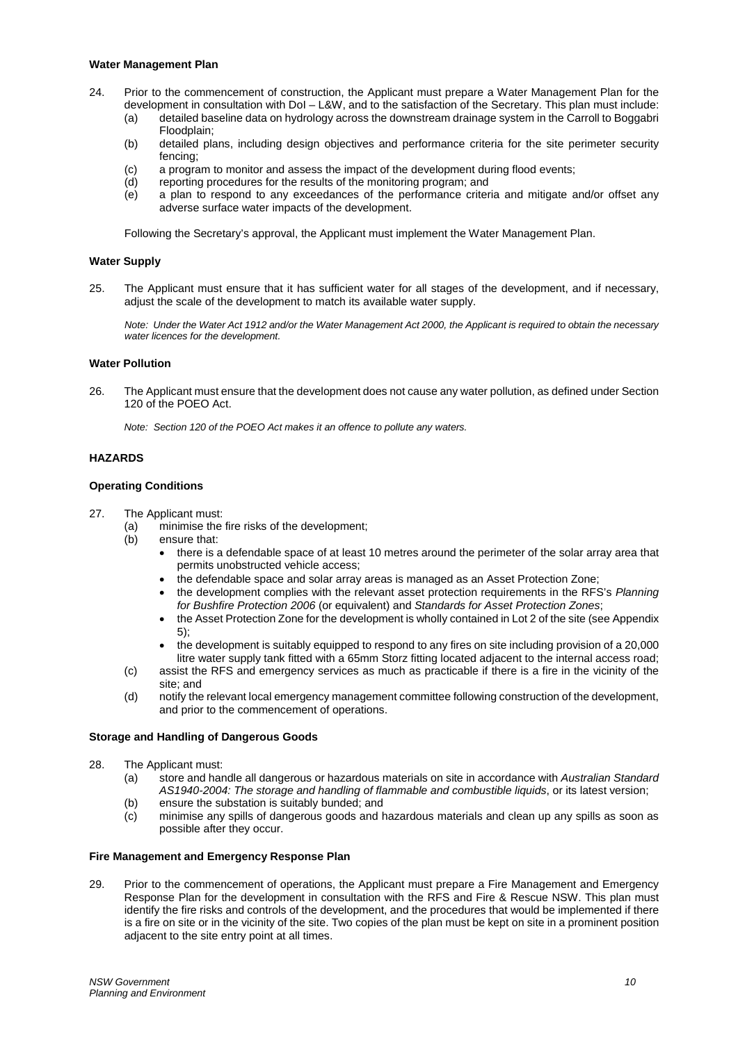**Water Management Plan**

24. Prior to the commencement of construction, the Applicant must prepare a Water Management Plan for the development in consultation with DoI – L&W, and to the satisfaction of the Secretary. This plan must include:
    (a) detailed baseline data on hydrology across the downstream drainage system in the Carroll to Boggabri Floodplain;
    (b) detailed plans, including design objectives and performance criteria for the site perimeter security fencing;
    (c) a program to monitor and assess the impact of the development during flood events;
    (d) reporting procedures for the results of the monitoring program; and
    (e) a plan to respond to any exceedances of the performance criteria and mitigate and/or offset any adverse surface water impacts of the development.

    Following the Secretary's approval, the Applicant must implement the Water Management Plan.

**Water Supply**

25. The Applicant must ensure that it has sufficient water for all stages of the development, and if necessary, adjust the scale of the development to match its available water supply.

    *Note: Under the Water Act 1912 and/or the Water Management Act 2000, the Applicant is required to obtain the necessary water licences for the development.*

**Water Pollution**

26. The Applicant must ensure that the development does not cause any water pollution, as defined under Section 120 of the POEO Act.

    *Note: Section 120 of the POEO Act makes it an offence to pollute any waters.*

**HAZARDS**

**Operating Conditions**

27. The Applicant must:
    (a) minimise the fire risks of the development;
    (b) ensure that:
    - there is a defendable space of at least 10 metres around the perimeter of the solar array area that permits unobstructed vehicle access;
    - the defendable space and solar array areas is managed as an Asset Protection Zone;
    - the development complies with the relevant asset protection requirements in the RFS's *Planning for Bushfire Protection 2006* (or equivalent) and *Standards for Asset Protection Zones*;
    - the Asset Protection Zone for the development is wholly contained in Lot 2 of the site (see Appendix 5);
    - the development is suitably equipped to respond to any fires on site including provision of a 20,000 litre water supply tank fitted with a 65mm Storz fitting located adjacent to the internal access road;

    (c) assist the RFS and emergency services as much as practicable if there is a fire in the vicinity of the site; and
    (d) notify the relevant local emergency management committee following construction of the development, and prior to the commencement of operations.

**Storage and Handling of Dangerous Goods**

28. The Applicant must:
    (a) store and handle all dangerous or hazardous materials on site in accordance with *Australian Standard AS1940-2004: The storage and handling of flammable and combustible liquids*, or its latest version;
    (b) ensure the substation is suitably bunded; and
    (c) minimise any spills of dangerous goods and hazardous materials and clean up any spills as soon as possible after they occur.

**Fire Management and Emergency Response Plan**

29. Prior to the commencement of operations, the Applicant must prepare a Fire Management and Emergency Response Plan for the development in consultation with the RFS and Fire & Rescue NSW. This plan must identify the fire risks and controls of the development, and the procedures that would be implemented if there is a fire on site or in the vicinity of the site. Two copies of the plan must be kept on site in a prominent position adjacent to the site entry point at all times.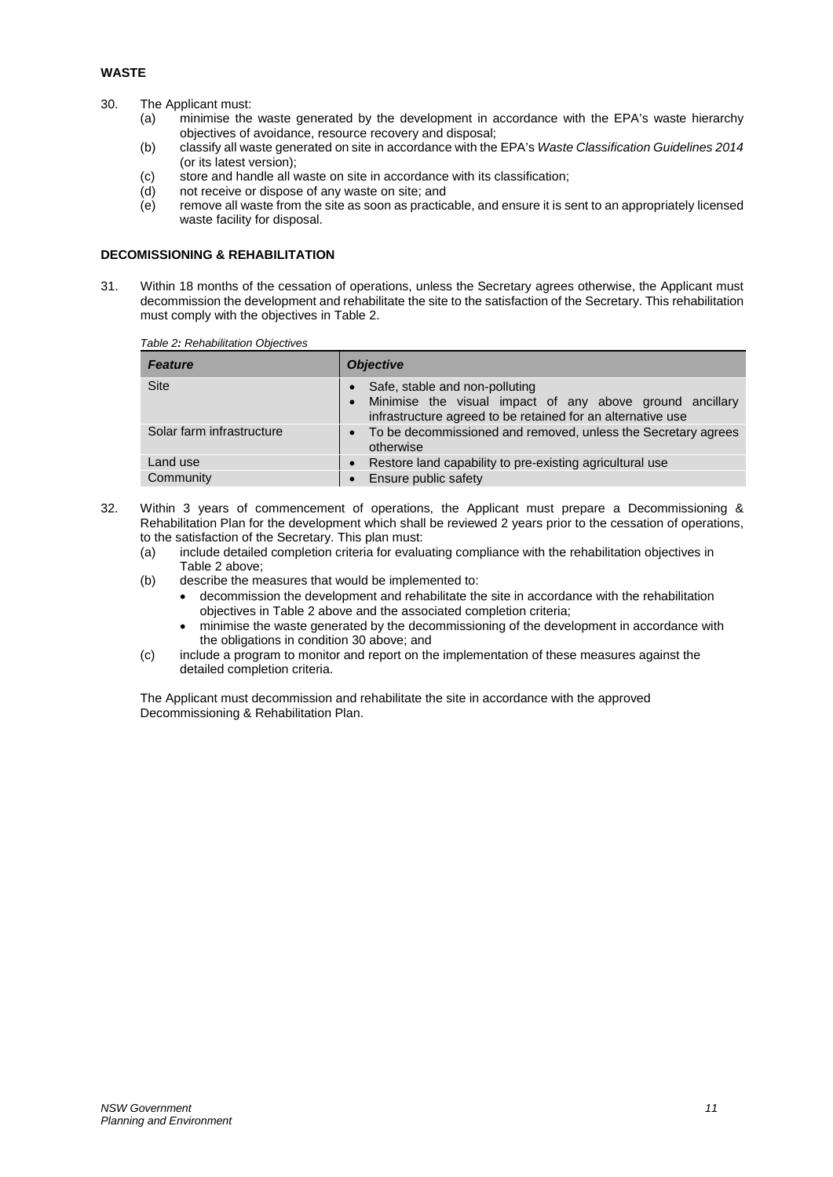### WASTE

30. The Applicant must:
    (a) minimise the waste generated by the development in accordance with the EPA's waste hierarchy objectives of avoidance, resource recovery and disposal;
    (b) classify all waste generated on site in accordance with the EPA's *Waste Classification Guidelines 2014* (or its latest version);
    (c) store and handle all waste on site in accordance with its classification;
    (d) not receive or dispose of any waste on site; and
    (e) remove all waste from the site as soon as practicable, and ensure it is sent to an appropriately licensed waste facility for disposal.

### DECOMISSIONING & REHABILITATION

31. Within 18 months of the cessation of operations, unless the Secretary agrees otherwise, the Applicant must decommission the development and rehabilitate the site to the satisfaction of the Secretary. This rehabilitation must comply with the objectives in Table 2.

*Table 2: Rehabilitation Objectives*

| ***Feature*** | ***Objective*** |
|---|---|
| Site | • Safe, stable and non-polluting<br>• Minimise the visual impact of any above ground ancillary infrastructure agreed to be retained for an alternative use |
| Solar farm infrastructure | • To be decommissioned and removed, unless the Secretary agrees otherwise |
| Land use | • Restore land capability to pre-existing agricultural use |
| Community | • Ensure public safety |

32. Within 3 years of commencement of operations, the Applicant must prepare a Decommissioning & Rehabilitation Plan for the development which shall be reviewed 2 years prior to the cessation of operations, to the satisfaction of the Secretary. This plan must:
    (a) include detailed completion criteria for evaluating compliance with the rehabilitation objectives in Table 2 above;
    (b) describe the measures that would be implemented to:
        - decommission the development and rehabilitate the site in accordance with the rehabilitation objectives in Table 2 above and the associated completion criteria;
        - minimise the waste generated by the decommissioning of the development in accordance with the obligations in condition 30 above; and
    (c) include a program to monitor and report on the implementation of these measures against the detailed completion criteria.

    The Applicant must decommission and rehabilitate the site in accordance with the approved Decommissioning & Rehabilitation Plan.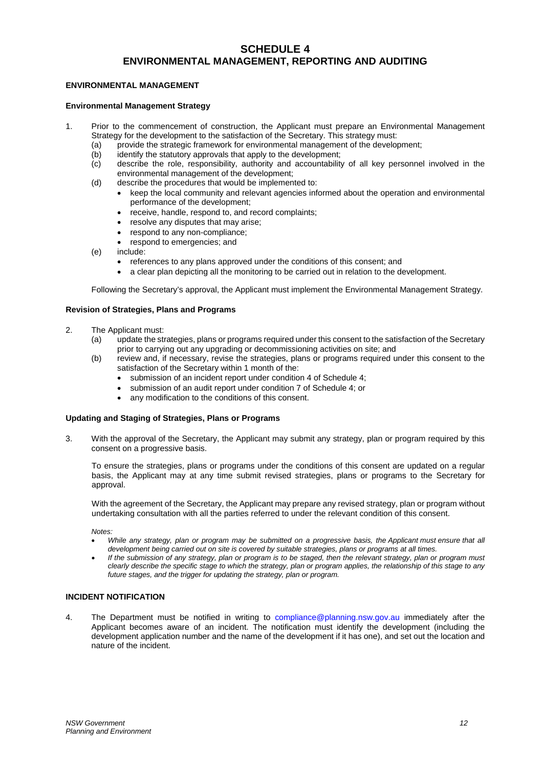# SCHEDULE 4
# ENVIRONMENTAL MANAGEMENT, REPORTING AND AUDITING

## ENVIRONMENTAL MANAGEMENT

### Environmental Management Strategy

1. Prior to the commencement of construction, the Applicant must prepare an Environmental Management Strategy for the development to the satisfaction of the Secretary. This strategy must:
   (a) provide the strategic framework for environmental management of the development;
   (b) identify the statutory approvals that apply to the development;
   (c) describe the role, responsibility, authority and accountability of all key personnel involved in the environmental management of the development;
   (d) describe the procedures that would be implemented to:
      - keep the local community and relevant agencies informed about the operation and environmental performance of the development;
      - receive, handle, respond to, and record complaints;
      - resolve any disputes that may arise;
      - respond to any non-compliance;
      - respond to emergencies; and
   (e) include:
      - references to any plans approved under the conditions of this consent; and
      - a clear plan depicting all the monitoring to be carried out in relation to the development.

   Following the Secretary's approval, the Applicant must implement the Environmental Management Strategy.

### Revision of Strategies, Plans and Programs

2. The Applicant must:
   (a) update the strategies, plans or programs required under this consent to the satisfaction of the Secretary prior to carrying out any upgrading or decommissioning activities on site; and
   (b) review and, if necessary, revise the strategies, plans or programs required under this consent to the satisfaction of the Secretary within 1 month of the:
      - submission of an incident report under condition 4 of Schedule 4;
      - submission of an audit report under condition 7 of Schedule 4; or
      - any modification to the conditions of this consent.

### Updating and Staging of Strategies, Plans or Programs

3. With the approval of the Secretary, the Applicant may submit any strategy, plan or program required by this consent on a progressive basis.

   To ensure the strategies, plans or programs under the conditions of this consent are updated on a regular basis, the Applicant may at any time submit revised strategies, plans or programs to the Secretary for approval.

   With the agreement of the Secretary, the Applicant may prepare any revised strategy, plan or program without undertaking consultation with all the parties referred to under the relevant condition of this consent.

   *Notes:*
   - *While any strategy, plan or program may be submitted on a progressive basis, the Applicant must ensure that all development being carried out on site is covered by suitable strategies, plans or programs at all times.*
   - *If the submission of any strategy, plan or program is to be staged, then the relevant strategy, plan or program must clearly describe the specific stage to which the strategy, plan or program applies, the relationship of this stage to any future stages, and the trigger for updating the strategy, plan or program.*

## INCIDENT NOTIFICATION

4. The Department must be notified in writing to compliance@planning.nsw.gov.au immediately after the Applicant becomes aware of an incident. The notification must identify the development (including the development application number and the name of the development if it has one), and set out the location and nature of the incident.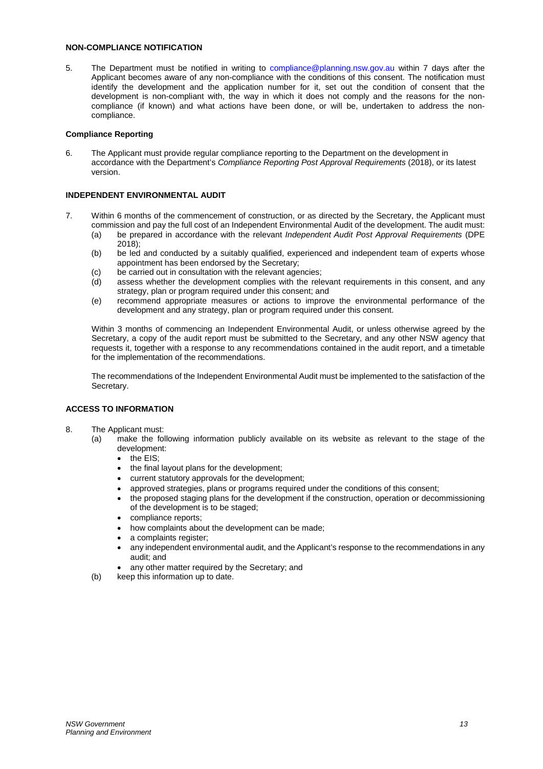## NON-COMPLIANCE NOTIFICATION

5. The Department must be notified in writing to compliance@planning.nsw.gov.au within 7 days after the Applicant becomes aware of any non-compliance with the conditions of this consent. The notification must identify the development and the application number for it, set out the condition of consent that the development is non-compliant with, the way in which it does not comply and the reasons for the non-compliance (if known) and what actions have been done, or will be, undertaken to address the non-compliance.

### Compliance Reporting

6. The Applicant must provide regular compliance reporting to the Department on the development in accordance with the Department's *Compliance Reporting Post Approval Requirements* (2018), or its latest version.

## INDEPENDENT ENVIRONMENTAL AUDIT

7. Within 6 months of the commencement of construction, or as directed by the Secretary, the Applicant must commission and pay the full cost of an Independent Environmental Audit of the development. The audit must:
   (a) be prepared in accordance with the relevant *Independent Audit Post Approval Requirements* (DPE 2018);
   (b) be led and conducted by a suitably qualified, experienced and independent team of experts whose appointment has been endorsed by the Secretary;
   (c) be carried out in consultation with the relevant agencies;
   (d) assess whether the development complies with the relevant requirements in this consent, and any strategy, plan or program required under this consent; and
   (e) recommend appropriate measures or actions to improve the environmental performance of the development and any strategy, plan or program required under this consent.

   Within 3 months of commencing an Independent Environmental Audit, or unless otherwise agreed by the Secretary, a copy of the audit report must be submitted to the Secretary, and any other NSW agency that requests it, together with a response to any recommendations contained in the audit report, and a timetable for the implementation of the recommendations.

   The recommendations of the Independent Environmental Audit must be implemented to the satisfaction of the Secretary.

## ACCESS TO INFORMATION

8. The Applicant must:
   (a) make the following information publicly available on its website as relevant to the stage of the development:
      - the EIS;
      - the final layout plans for the development;
      - current statutory approvals for the development;
      - approved strategies, plans or programs required under the conditions of this consent;
      - the proposed staging plans for the development if the construction, operation or decommissioning of the development is to be staged;
      - compliance reports;
      - how complaints about the development can be made;
      - a complaints register;
      - any independent environmental audit, and the Applicant's response to the recommendations in any audit; and
      - any other matter required by the Secretary; and
   (b) keep this information up to date.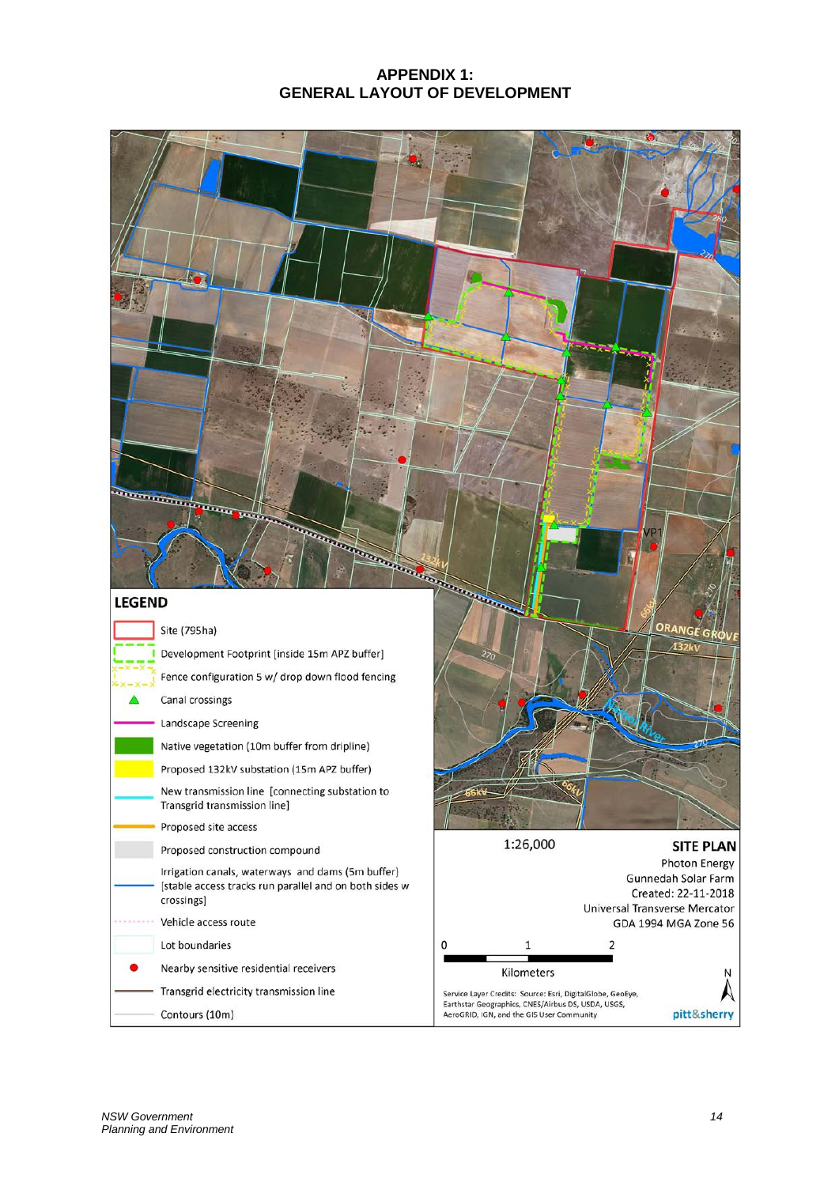# APPENDIX 1:
# GENERAL LAYOUT OF DEVELOPMENT

**LEGEND**

- Site (795ha)
- Development Footprint [inside 15m APZ buffer]
- Fence configuration 5 w/ drop down flood fencing
- Canal crossings
- Landscape Screening
- Native vegetation (10m buffer from dripline)
- Proposed 132kV substation (15m APZ buffer)
- New transmission line [connecting substation to Transgrid transmission line]
- Proposed site access
- Proposed construction compound
- Irrigation canals, waterways and dams (5m buffer) [stable access tracks run parallel and on both sides w crossings]
- Vehicle access route
- Lot boundaries
- Nearby sensitive residential receivers
- Transgrid electricity transmission line
- Contours (10m)

1:26,000

0 1 2 Kilometers

**SITE PLAN**
Photon Energy
Gunnedah Solar Farm
Created: 22-11-2018
Universal Transverse Mercator
GDA 1994 MGA Zone 56

Service Layer Credits: Source: Esri, DigitalGlobe, GeoEye, Earthstar Geographics, CNES/Airbus DS, USDA, USGS, AeroGRID, IGN, and the GIS User Community

pitt&sherry

*NSW Government*
*Planning and Environment*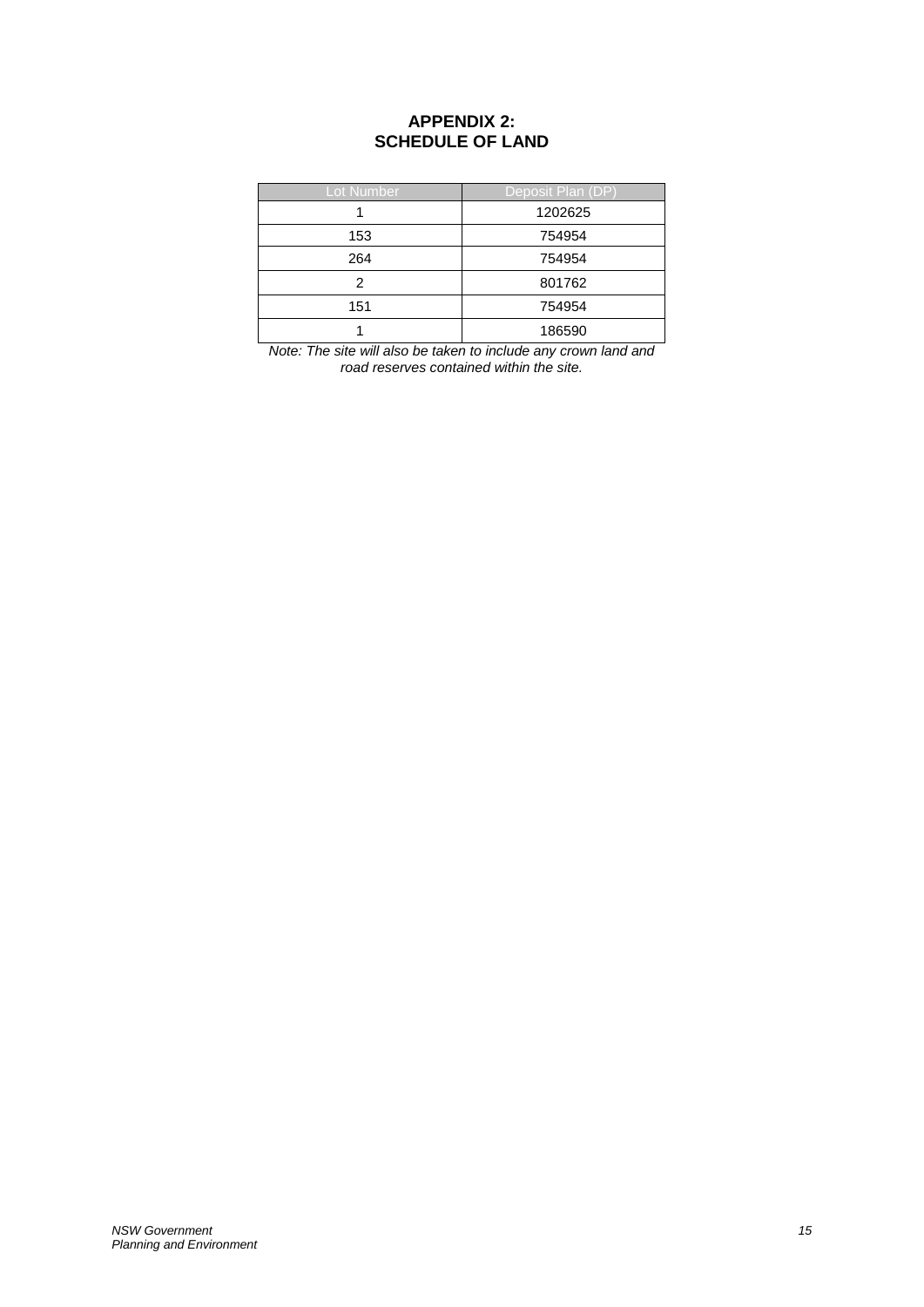# APPENDIX 2:
# SCHEDULE OF LAND

| Lot Number | Deposit Plan (DP) |
|---|---|
| 1 | 1202625 |
| 153 | 754954 |
| 264 | 754954 |
| 2 | 801762 |
| 151 | 754954 |
| 1 | 186590 |

*Note: The site will also be taken to include any crown land and road reserves contained within the site.*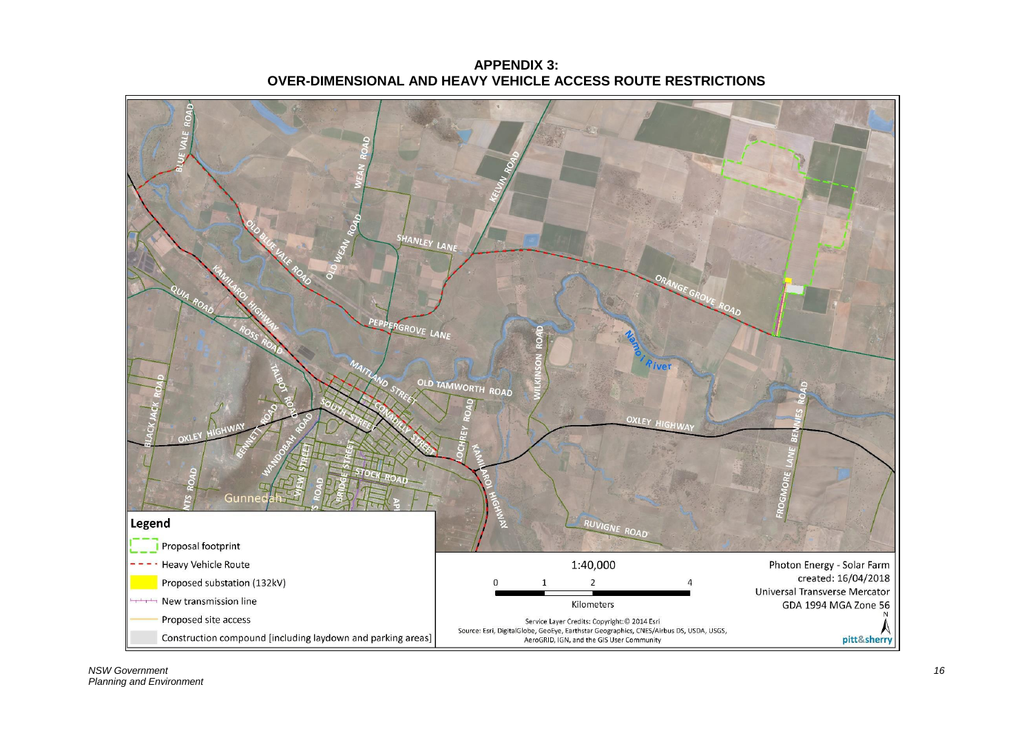# APPENDIX 3: OVER-DIMENSIONAL AND HEAVY VEHICLE ACCESS ROUTE RESTRICTIONS

**Legend**

- Proposal footprint
- Heavy Vehicle Route
- Proposed substation (132kV)
- New transmission line
- Proposed site access
- Construction compound [including laydown and parking areas]

1:40,000

0 1 2 4

Kilometers

Service Layer Credits: Copyright:© 2014 Esri
Source: Esri, DigitalGlobe, GeoEye, Earthstar Geographics, CNES/Airbus DS, USDA, USGS, AeroGRID, IGN, and the GIS User Community

Photon Energy - Solar Farm
created: 16/04/2018
Universal Transverse Mercator
GDA 1994 MGA Zone 56

pitt&sherry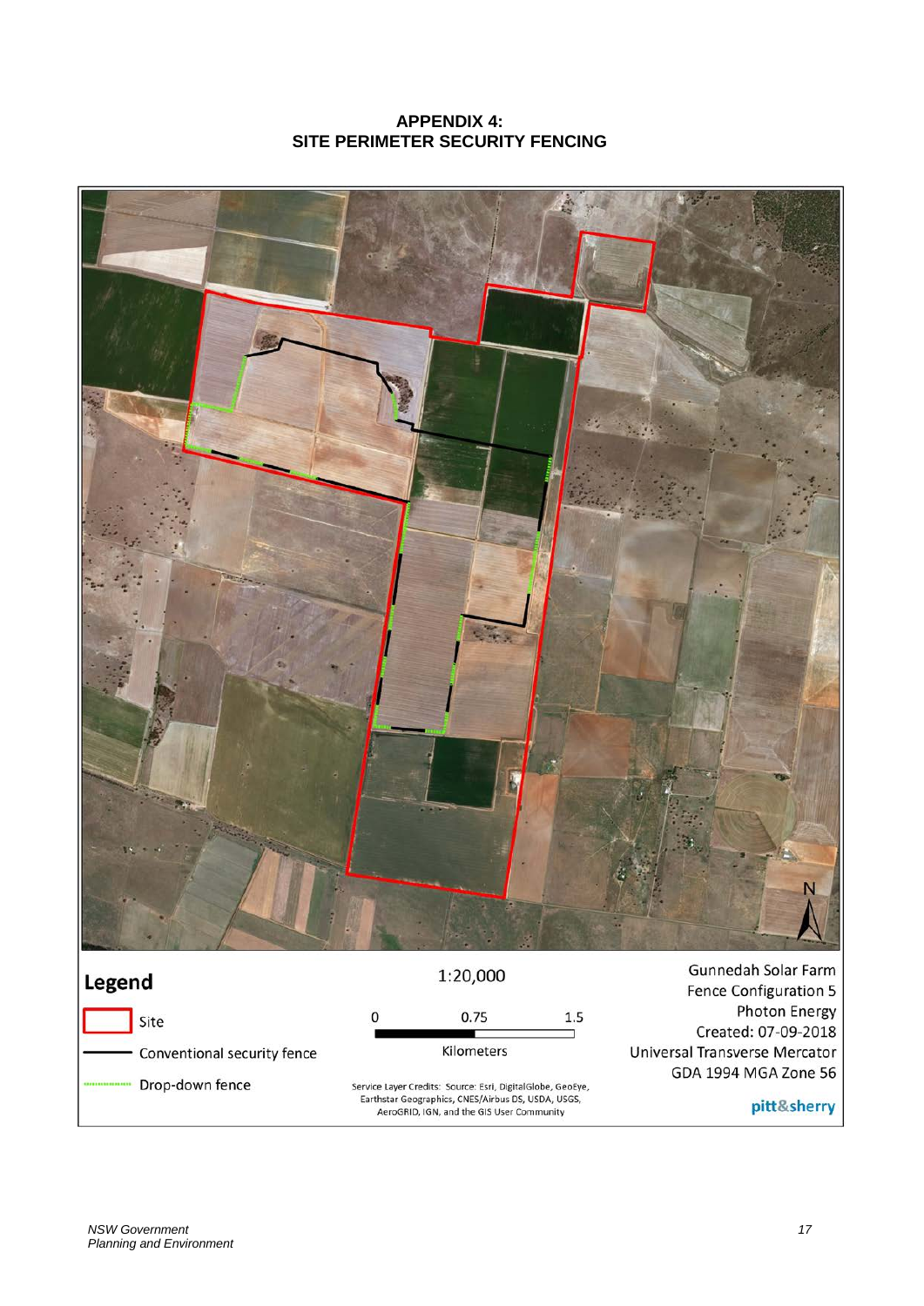**APPENDIX 4:**
**SITE PERIMETER SECURITY FENCING**

Legend

- Site
- Conventional security fence
- Drop-down fence

1:20,000

0 0.75 1.5

Kilometers

Service Layer Credits: Source: Esri, DigitalGlobe, GeoEye, Earthstar Geographics, CNES/Airbus DS, USDA, USGS, AeroGRID, IGN, and the GIS User Community

Gunnedah Solar Farm
Fence Configuration 5
Photon Energy
Created: 07-09-2018
Universal Transverse Mercator
GDA 1994 MGA Zone 56

pitt&sherry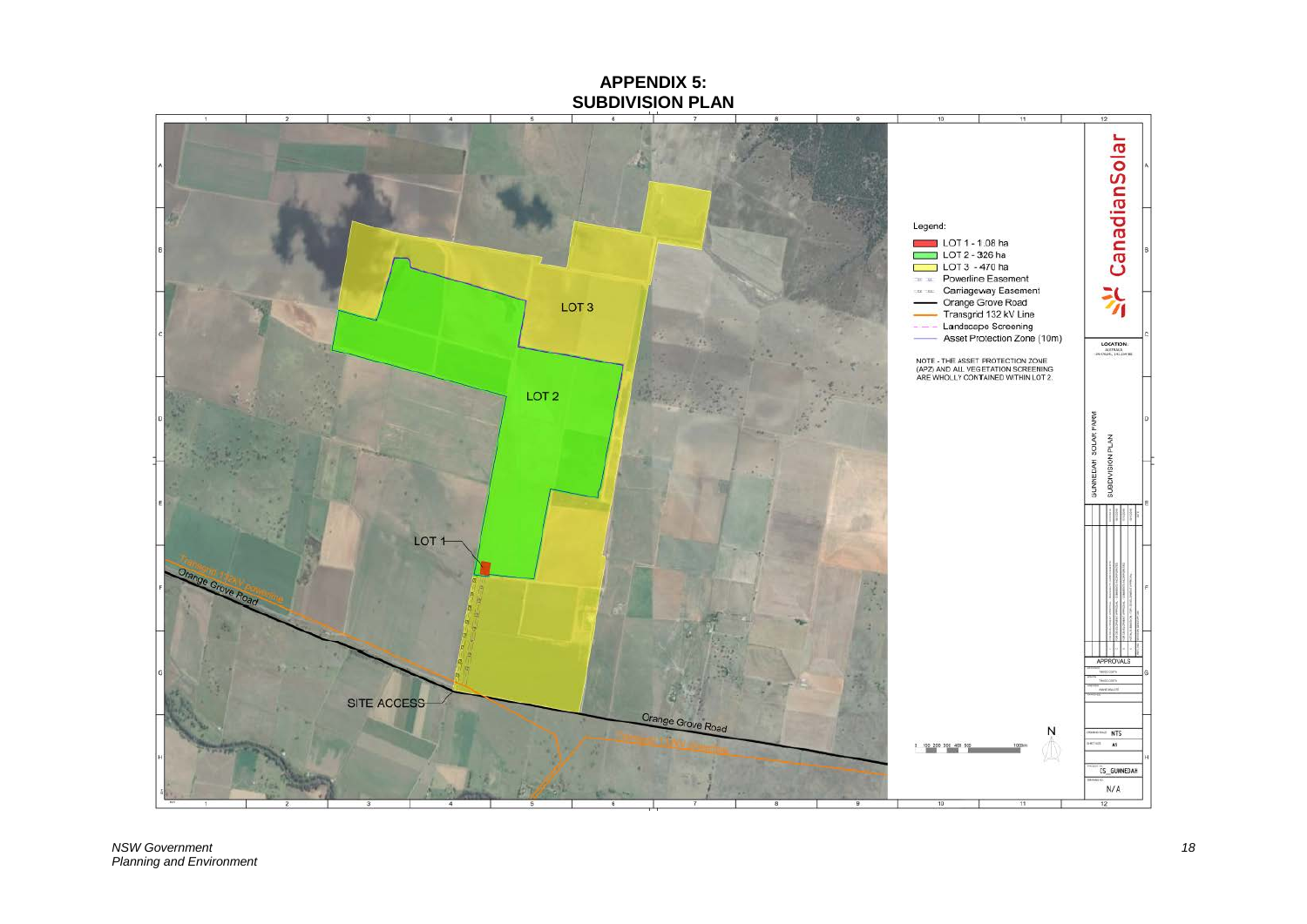# APPENDIX 5:
# SUBDIVISION PLAN

LOT 3

LOT 2

LOT 1

SITE ACCESS

Orange Grove Road

Orange Grove Road

Transgrid 132kV powerline

Legend:

LOT 1 - 1.08 ha

LOT 2 - 326 ha

LOT 3 - 470 ha

Powerline Easement

Carriageway Easement

Orange Grove Road

Transgrid 132 kV Line

Landscape Screening

Asset Protection Zone (10m)

NOTE - THE ASSET PROTECTION ZONE (APZ) AND ALL VEGETATION SCREENING ARE WHOLLY CONTAINED WITHIN LOT 2.

0 100 200 300 400 500 1000m

N

CanadianSolar

GUNNEDAH SOLAR FARM

SUBDIVISION PLAN

APPROVALS

NTS

A1

CS_GUNNEDAH

N/A